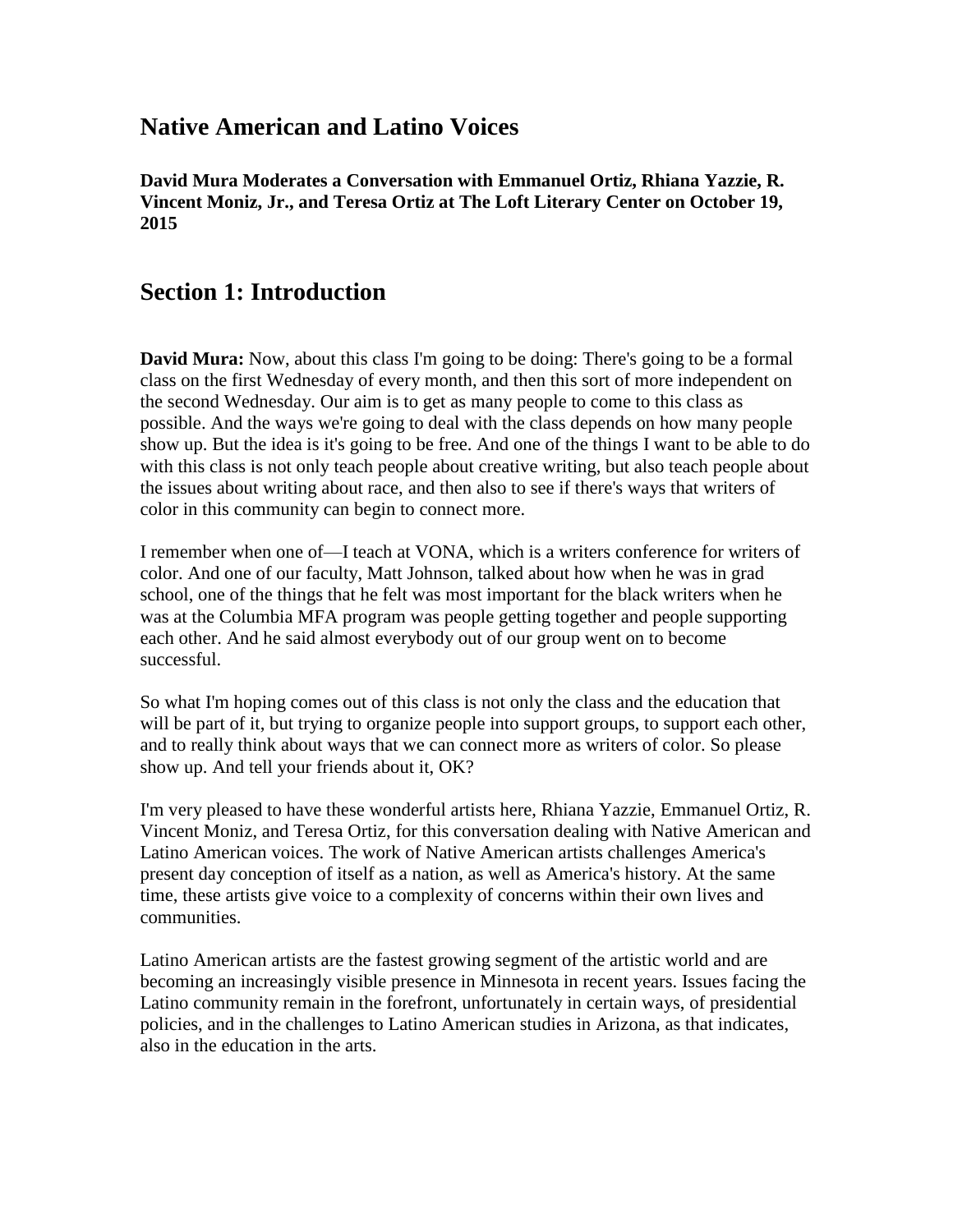# Native American and Latino Voices

**David Mura Moderates a Conversation with Emmanuel Ortiz, Rhiana Yazzie, R. Vincent Moniz, Jr., and Teresa Ortiz at The Loft Literary Center on October 19, 2015**

## Section 1: Introduction

**David Mura:** Now, about this class I'm going to be doing: There's going to be a formal class on the first Wednesday of every month, and then this sort of more independent on the second Wednesday. Our aim is to get as many people to come to this class as possible. And the ways we're going to deal with the class depends on how many people show up. But the idea is it's going to be free. And one of the things I want to be able to do with this class is not only teach people about creative writing, but also teach people about the issues about writing about race, and then also to see if there's ways that writers of color in this community can begin to connect more.

I remember when one of—I teach at VONA, which is a writers conference for writers of color. And one of our faculty, Matt Johnson, talked about how when he was in grad school, one of the things that he felt was most important for the black writers when he was at the Columbia MFA program was people getting together and people supporting each other. And he said almost everybody out of our group went on to become successful.

So what I'm hoping comes out of this class is not only the class and the education that will be part of it, but trying to organize people into support groups, to support each other, and to really think about ways that we can connect more as writers of color. So please show up. And tell your friends about it, OK?

I'm very pleased to have these wonderful artists here, Rhiana Yazzie, Emmanuel Ortiz, R. Vincent Moniz, and Teresa Ortiz, for this conversation dealing with Native American and Latino American voices. The work of Native American artists challenges America's present day conception of itself as a nation, as well as America's history. At the same time, these artists give voice to a complexity of concerns within their own lives and communities.

Latino American artists are the fastest growing segment of the artistic world and are becoming an increasingly visible presence in Minnesota in recent years. Issues facing the Latino community remain in the forefront, unfortunately in certain ways, of presidential policies, and in the challenges to Latino American studies in Arizona, as that indicates, also in the education in the arts.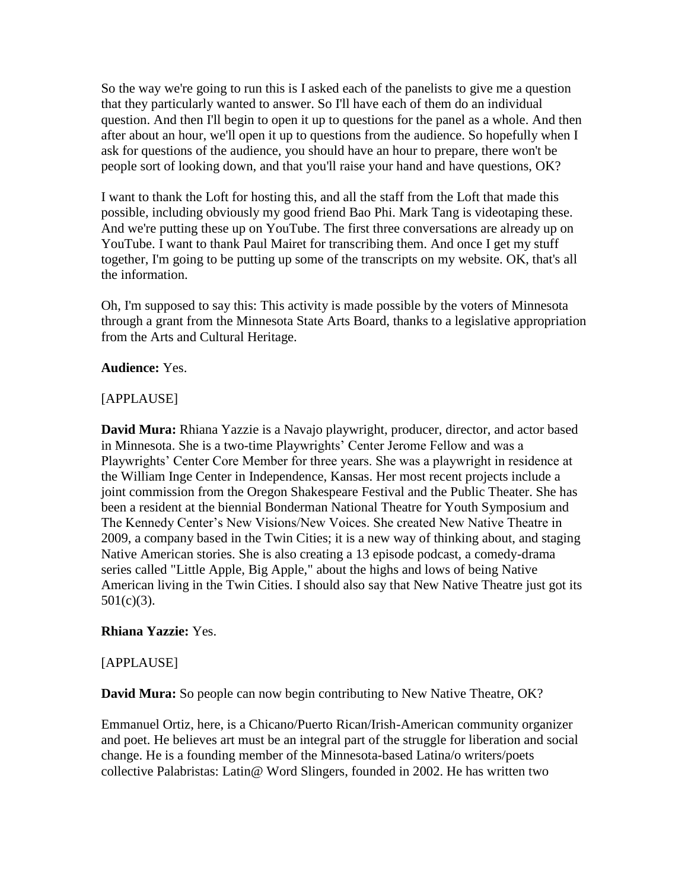So the way we're going to run this is I asked each of the panelists to give me a question that they particularly wanted to answer. So I'll have each of them do an individual question. And then I'll begin to open it up to questions for the panel as a whole. And then after about an hour, we'll open it up to questions from the audience. So hopefully when I ask for questions of the audience, you should have an hour to prepare, there won't be people sort of looking down, and that you'll raise your hand and have questions, OK?

I want to thank the Loft for hosting this, and all the staff from the Loft that made this possible, including obviously my good friend Bao Phi. Mark Tang is videotaping these. And we're putting these up on YouTube. The first three conversations are already up on YouTube. I want to thank Paul Mairet for transcribing them. And once I get my stuff together, I'm going to be putting up some of the transcripts on my website. OK, that's all the information.

Oh, I'm supposed to say this: This activity is made possible by the voters of Minnesota through a grant from the Minnesota State Arts Board, thanks to a legislative appropriation from the Arts and Cultural Heritage.

**Audience:** Yes.

[APPLAUSE]

**David Mura:** Rhiana Yazzie is a Navajo playwright, producer, director, and actor based in Minnesota. She is a two-time Playwrights' Center Jerome Fellow and was a Playwrights' Center Core Member for three years. She was a playwright in residence at the William Inge Center in Independence, Kansas. Her most recent projects include a joint commission from the Oregon Shakespeare Festival and the Public Theater. She has been a resident at the biennial Bonderman National Theatre for Youth Symposium and The Kennedy Center's New Visions/New Voices. She created New Native Theatre in 2009, a company based in the Twin Cities; it is a new way of thinking about, and staging Native American stories. She is also creating a 13 episode podcast, a comedy-drama series called "Little Apple, Big Apple," about the highs and lows of being Native American living in the Twin Cities. I should also say that New Native Theatre just got its 501(c)(3).

**Rhiana Yazzie:** Yes.

[APPLAUSE]

**David Mura:** So people can now begin contributing to New Native Theatre, OK?

Emmanuel Ortiz, here, is a Chicano/Puerto Rican/Irish-American community organizer and poet. He believes art must be an integral part of the struggle for liberation and social change. He is a founding member of the Minnesota-based Latina/o writers/poets collective Palabristas: Latin@ Word Slingers, founded in 2002. He has written two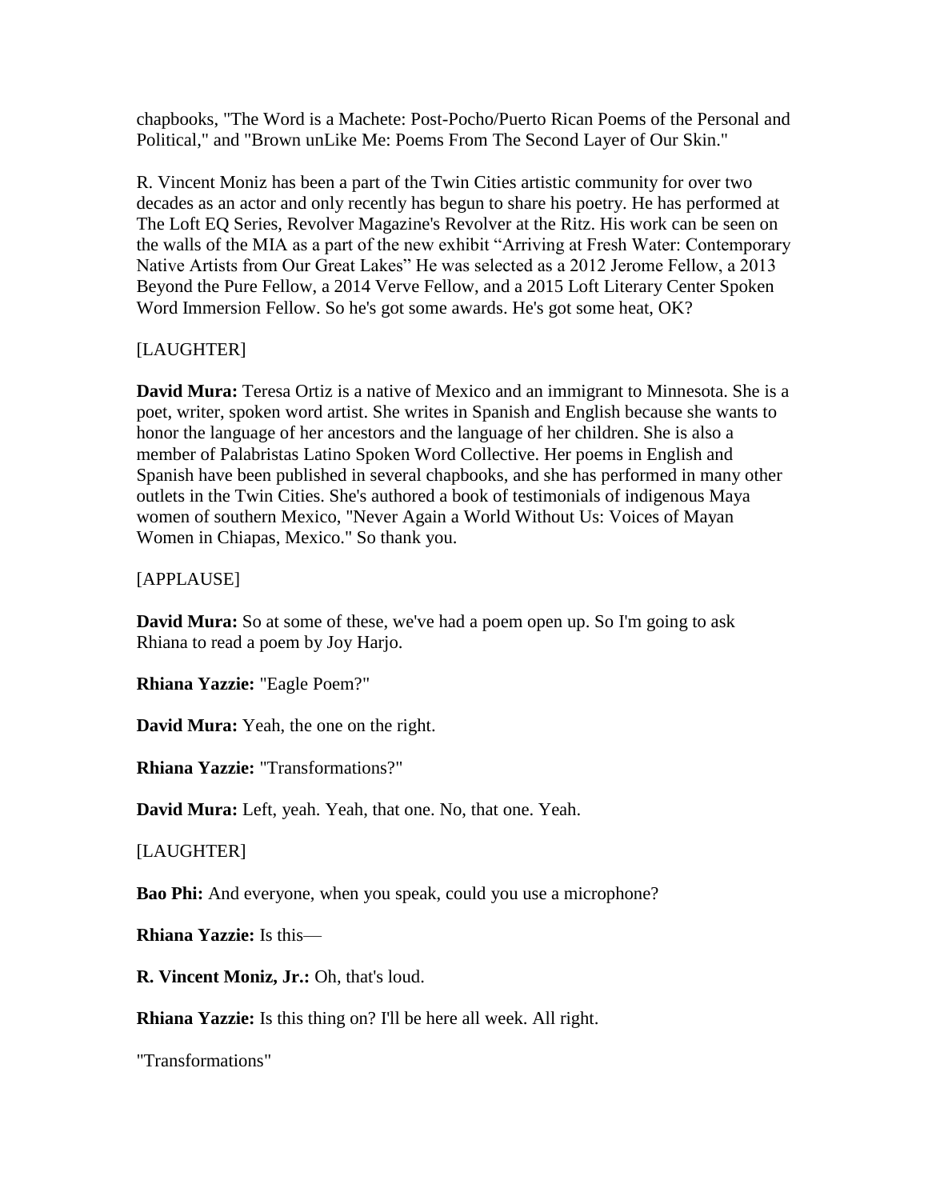chapbooks, "The Word is a Machete: Post-Pocho/Puerto Rican Poems of the Personal and Political," and "Brown unLike Me: Poems From The Second Layer of Our Skin."

R. Vincent Moniz has been a part of the Twin Cities artistic community for over two decades as an actor and only recently has begun to share his poetry. He has performed at The Loft EQ Series, Revolver Magazine's Revolver at the Ritz. His work can be seen on the walls of the MIA as a part of the new exhibit "Arriving at Fresh Water: Contemporary Native Artists from Our Great Lakes" He was selected as a 2012 Jerome Fellow, a 2013 Beyond the Pure Fellow, a 2014 Verve Fellow, and a 2015 Loft Literary Center Spoken Word Immersion Fellow. So he's got some awards. He's got some heat, OK?

[LAUGHTER]

**David Mura:** Teresa Ortiz is a native of Mexico and an immigrant to Minnesota. She is a poet, writer, spoken word artist. She writes in Spanish and English because she wants to honor the language of her ancestors and the language of her children. She is also a member of Palabristas Latino Spoken Word Collective. Her poems in English and Spanish have been published in several chapbooks, and she has performed in many other outlets in the Twin Cities. She's authored a book of testimonials of indigenous Maya women of southern Mexico, "Never Again a World Without Us: Voices of Mayan Women in Chiapas, Mexico." So thank you.

[APPLAUSE]

**David Mura:** So at some of these, we've had a poem open up. So I'm going to ask Rhiana to read a poem by Joy Harjo.

**Rhiana Yazzie:** "Eagle Poem?"

**David Mura:** Yeah, the one on the right.

**Rhiana Yazzie:** "Transformations?"

**David Mura:** Left, yeah. Yeah, that one. No, that one. Yeah.

[LAUGHTER]

**Bao Phi:** And everyone, when you speak, could you use a microphone?

**Rhiana Yazzie:** Is this—

**R. Vincent Moniz, Jr.:** Oh, that's loud.

**Rhiana Yazzie:** Is this thing on? I'll be here all week. All right.

"Transformations"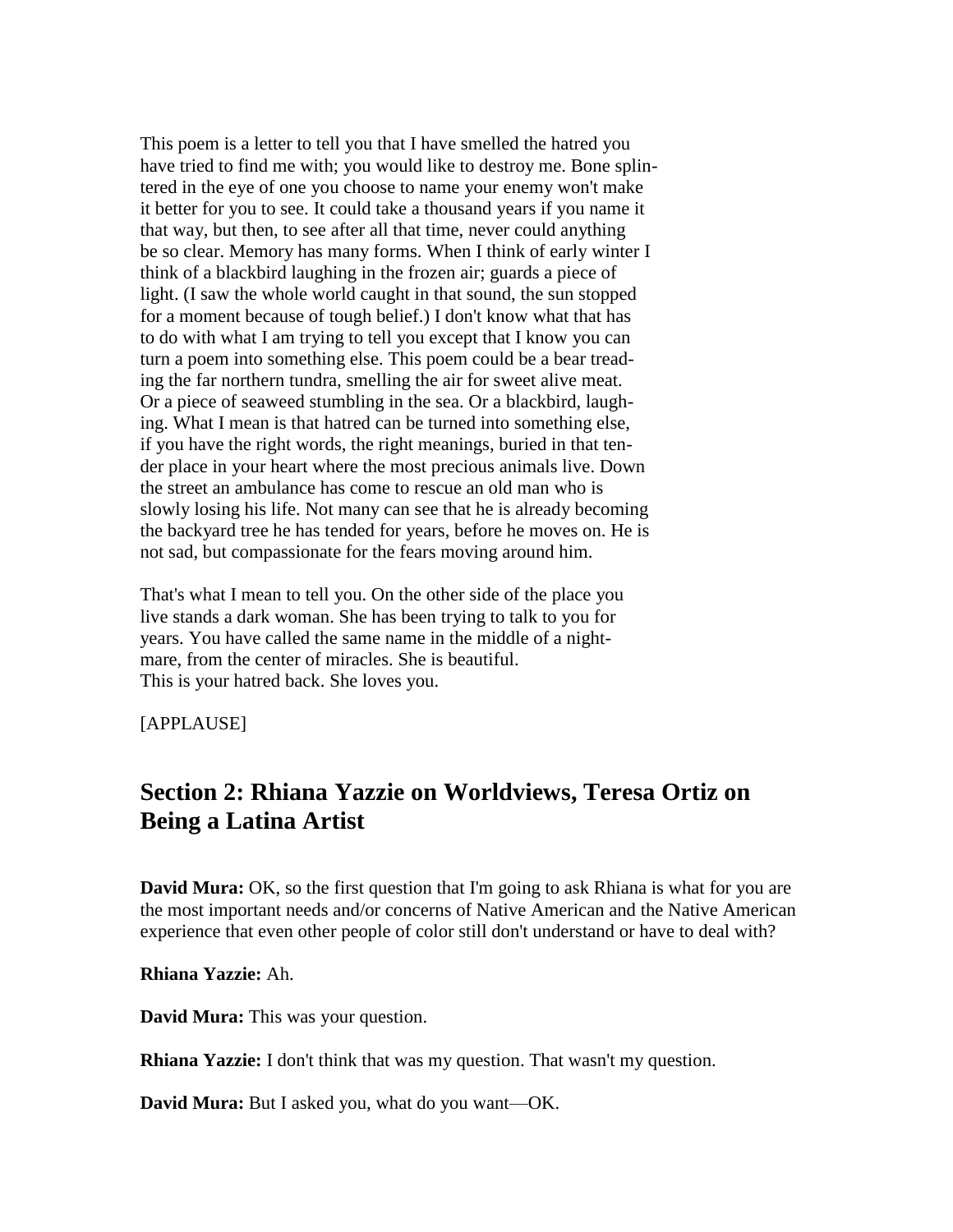This poem is a letter to tell you that I have smelled the hatred you have tried to find me with; you would like to destroy me. Bone splintered in the eye of one you choose to name your enemy won't make it better for you to see. It could take a thousand years if you name it that way, but then, to see after all that time, never could anything be so clear. Memory has many forms. When I think of early winter I think of a blackbird laughing in the frozen air; guards a piece of light. (I saw the whole world caught in that sound, the sun stopped for a moment because of tough belief.) I don't know what that has to do with what I am trying to tell you except that I know you can turn a poem into something else. This poem could be a bear treading the far northern tundra, smelling the air for sweet alive meat. Or a piece of seaweed stumbling in the sea. Or a blackbird, laughing. What I mean is that hatred can be turned into something else, if you have the right words, the right meanings, buried in that tender place in your heart where the most precious animals live. Down the street an ambulance has come to rescue an old man who is slowly losing his life. Not many can see that he is already becoming the backyard tree he has tended for years, before he moves on. He is not sad, but compassionate for the fears moving around him.

That's what I mean to tell you. On the other side of the place you live stands a dark woman. She has been trying to talk to you for years. You have called the same name in the middle of a nightmare, from the center of miracles. She is beautiful.
This is your hatred back. She loves you.

[APPLAUSE]

## Section 2: Rhiana Yazzie on Worldviews, Teresa Ortiz on Being a Latina Artist

**David Mura:** OK, so the first question that I'm going to ask Rhiana is what for you are the most important needs and/or concerns of Native American and the Native American experience that even other people of color still don't understand or have to deal with?

**Rhiana Yazzie:** Ah.

**David Mura:** This was your question.

**Rhiana Yazzie:** I don't think that was my question. That wasn't my question.

**David Mura:** But I asked you, what do you want—OK.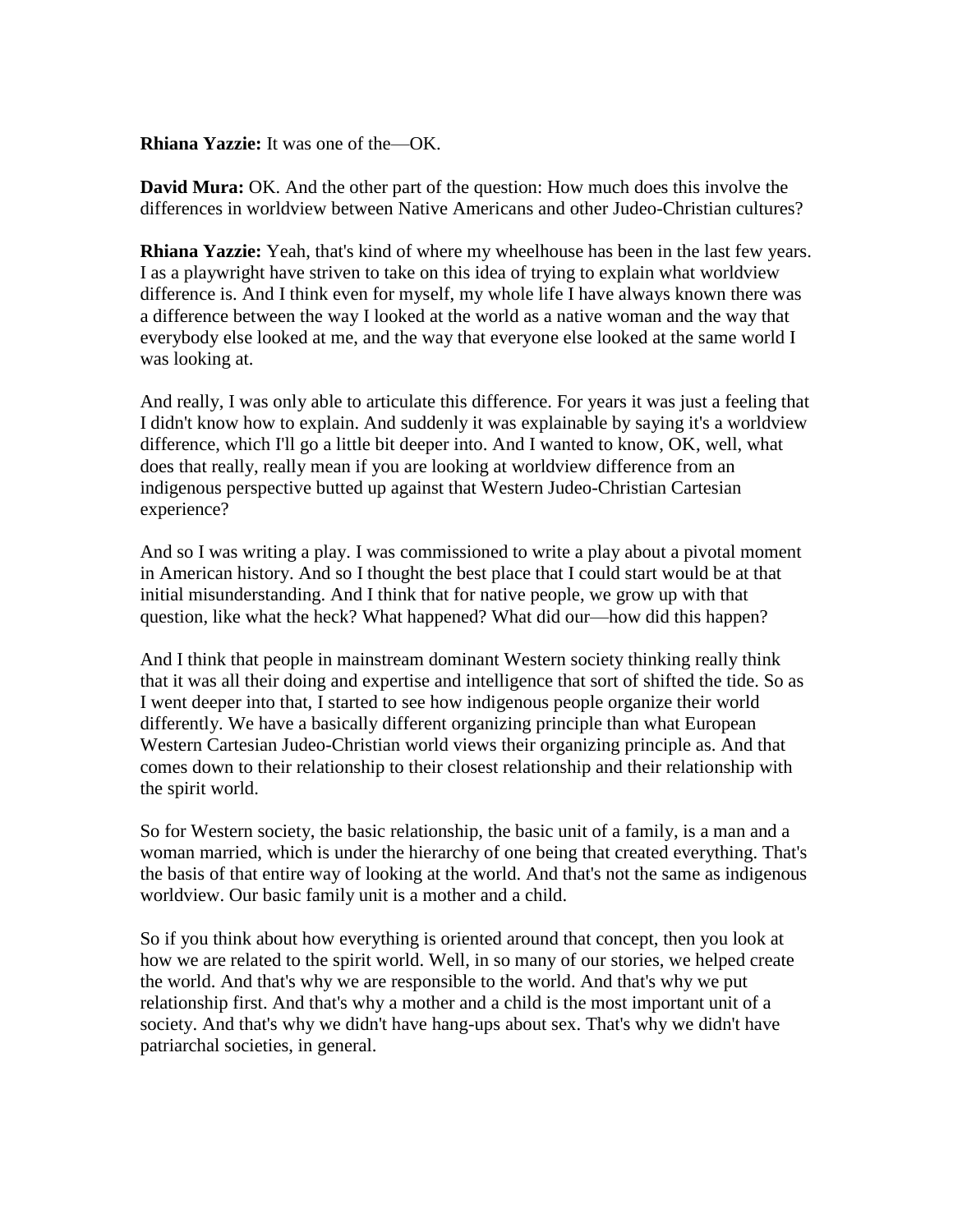**Rhiana Yazzie:** It was one of the—OK.

**David Mura:** OK. And the other part of the question: How much does this involve the differences in worldview between Native Americans and other Judeo-Christian cultures?

**Rhiana Yazzie:** Yeah, that's kind of where my wheelhouse has been in the last few years. I as a playwright have striven to take on this idea of trying to explain what worldview difference is. And I think even for myself, my whole life I have always known there was a difference between the way I looked at the world as a native woman and the way that everybody else looked at me, and the way that everyone else looked at the same world I was looking at.

And really, I was only able to articulate this difference. For years it was just a feeling that I didn't know how to explain. And suddenly it was explainable by saying it's a worldview difference, which I'll go a little bit deeper into. And I wanted to know, OK, well, what does that really, really mean if you are looking at worldview difference from an indigenous perspective butted up against that Western Judeo-Christian Cartesian experience?

And so I was writing a play. I was commissioned to write a play about a pivotal moment in American history. And so I thought the best place that I could start would be at that initial misunderstanding. And I think that for native people, we grow up with that question, like what the heck? What happened? What did our—how did this happen?

And I think that people in mainstream dominant Western society thinking really think that it was all their doing and expertise and intelligence that sort of shifted the tide. So as I went deeper into that, I started to see how indigenous people organize their world differently. We have a basically different organizing principle than what European Western Cartesian Judeo-Christian world views their organizing principle as. And that comes down to their relationship to their closest relationship and their relationship with the spirit world.

So for Western society, the basic relationship, the basic unit of a family, is a man and a woman married, which is under the hierarchy of one being that created everything. That's the basis of that entire way of looking at the world. And that's not the same as indigenous worldview. Our basic family unit is a mother and a child.

So if you think about how everything is oriented around that concept, then you look at how we are related to the spirit world. Well, in so many of our stories, we helped create the world. And that's why we are responsible to the world. And that's why we put relationship first. And that's why a mother and a child is the most important unit of a society. And that's why we didn't have hang-ups about sex. That's why we didn't have patriarchal societies, in general.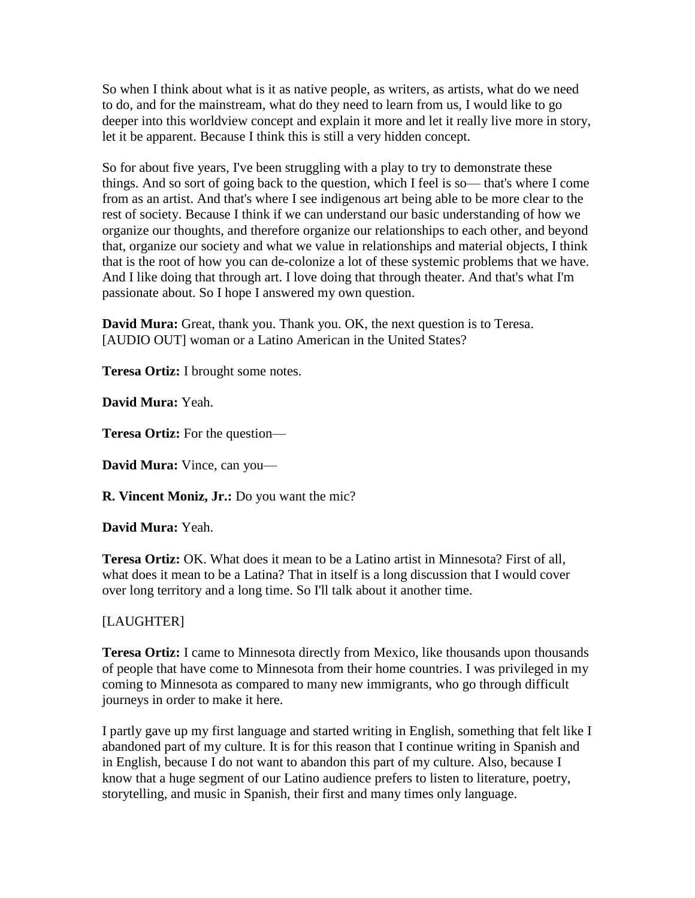So when I think about what is it as native people, as writers, as artists, what do we need to do, and for the mainstream, what do they need to learn from us, I would like to go deeper into this worldview concept and explain it more and let it really live more in story, let it be apparent. Because I think this is still a very hidden concept.

So for about five years, I've been struggling with a play to try to demonstrate these things. And so sort of going back to the question, which I feel is so— that's where I come from as an artist. And that's where I see indigenous art being able to be more clear to the rest of society. Because I think if we can understand our basic understanding of how we organize our thoughts, and therefore organize our relationships to each other, and beyond that, organize our society and what we value in relationships and material objects, I think that is the root of how you can de-colonize a lot of these systemic problems that we have. And I like doing that through art. I love doing that through theater. And that's what I'm passionate about. So I hope I answered my own question.

**David Mura:** Great, thank you. Thank you. OK, the next question is to Teresa. [AUDIO OUT] woman or a Latino American in the United States?

**Teresa Ortiz:** I brought some notes.

**David Mura:** Yeah.

**Teresa Ortiz:** For the question—

**David Mura:** Vince, can you—

**R. Vincent Moniz, Jr.:** Do you want the mic?

**David Mura:** Yeah.

**Teresa Ortiz:** OK. What does it mean to be a Latino artist in Minnesota? First of all, what does it mean to be a Latina? That in itself is a long discussion that I would cover over long territory and a long time. So I'll talk about it another time.

[LAUGHTER]

**Teresa Ortiz:** I came to Minnesota directly from Mexico, like thousands upon thousands of people that have come to Minnesota from their home countries. I was privileged in my coming to Minnesota as compared to many new immigrants, who go through difficult journeys in order to make it here.

I partly gave up my first language and started writing in English, something that felt like I abandoned part of my culture. It is for this reason that I continue writing in Spanish and in English, because I do not want to abandon this part of my culture. Also, because I know that a huge segment of our Latino audience prefers to listen to literature, poetry, storytelling, and music in Spanish, their first and many times only language.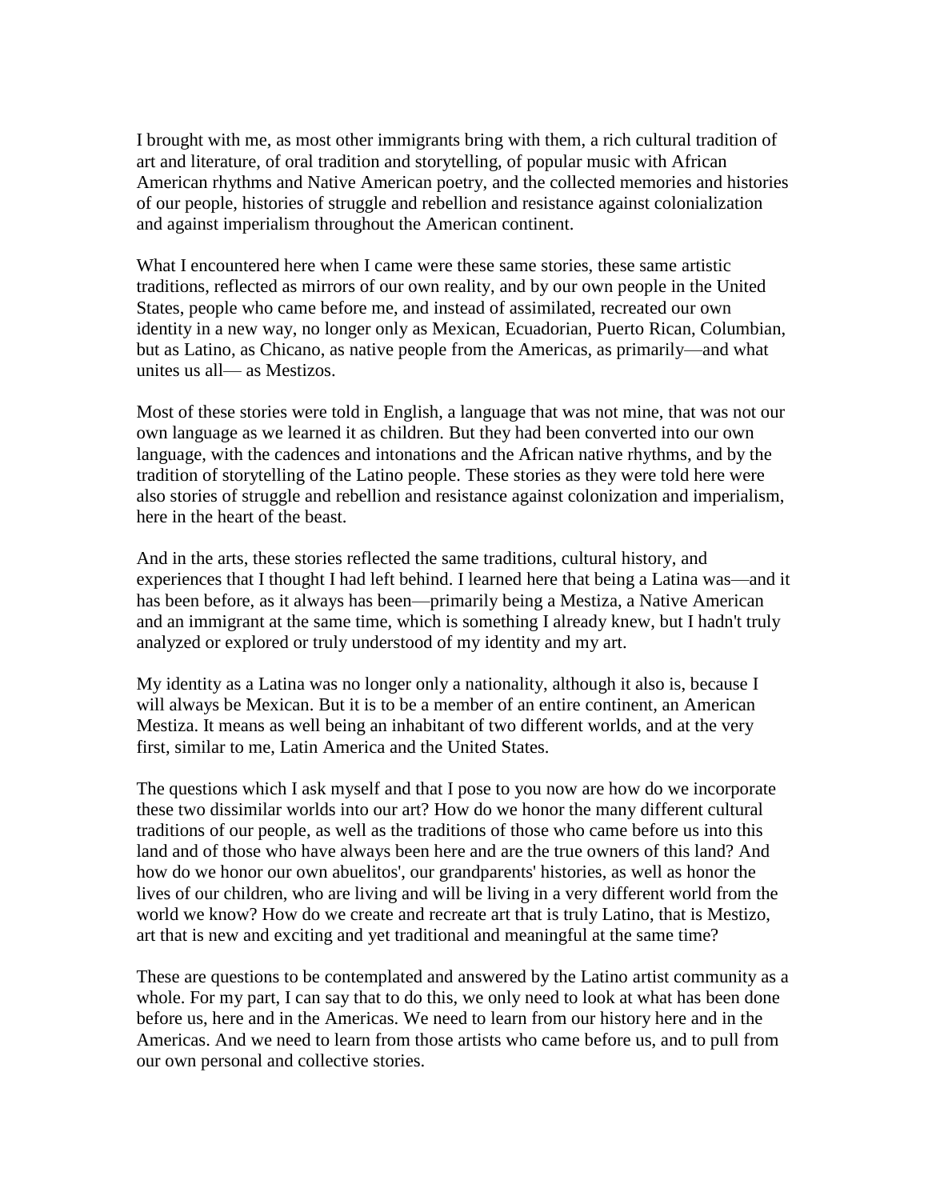I brought with me, as most other immigrants bring with them, a rich cultural tradition of art and literature, of oral tradition and storytelling, of popular music with African American rhythms and Native American poetry, and the collected memories and histories of our people, histories of struggle and rebellion and resistance against colonialization and against imperialism throughout the American continent.

What I encountered here when I came were these same stories, these same artistic traditions, reflected as mirrors of our own reality, and by our own people in the United States, people who came before me, and instead of assimilated, recreated our own identity in a new way, no longer only as Mexican, Ecuadorian, Puerto Rican, Columbian, but as Latino, as Chicano, as native people from the Americas, as primarily—and what unites us all— as Mestizos.

Most of these stories were told in English, a language that was not mine, that was not our own language as we learned it as children. But they had been converted into our own language, with the cadences and intonations and the African native rhythms, and by the tradition of storytelling of the Latino people. These stories as they were told here were also stories of struggle and rebellion and resistance against colonization and imperialism, here in the heart of the beast.

And in the arts, these stories reflected the same traditions, cultural history, and experiences that I thought I had left behind. I learned here that being a Latina was—and it has been before, as it always has been—primarily being a Mestiza, a Native American and an immigrant at the same time, which is something I already knew, but I hadn't truly analyzed or explored or truly understood of my identity and my art.

My identity as a Latina was no longer only a nationality, although it also is, because I will always be Mexican. But it is to be a member of an entire continent, an American Mestiza. It means as well being an inhabitant of two different worlds, and at the very first, similar to me, Latin America and the United States.

The questions which I ask myself and that I pose to you now are how do we incorporate these two dissimilar worlds into our art? How do we honor the many different cultural traditions of our people, as well as the traditions of those who came before us into this land and of those who have always been here and are the true owners of this land? And how do we honor our own abuelitos', our grandparents' histories, as well as honor the lives of our children, who are living and will be living in a very different world from the world we know? How do we create and recreate art that is truly Latino, that is Mestizo, art that is new and exciting and yet traditional and meaningful at the same time?

These are questions to be contemplated and answered by the Latino artist community as a whole. For my part, I can say that to do this, we only need to look at what has been done before us, here and in the Americas. We need to learn from our history here and in the Americas. And we need to learn from those artists who came before us, and to pull from our own personal and collective stories.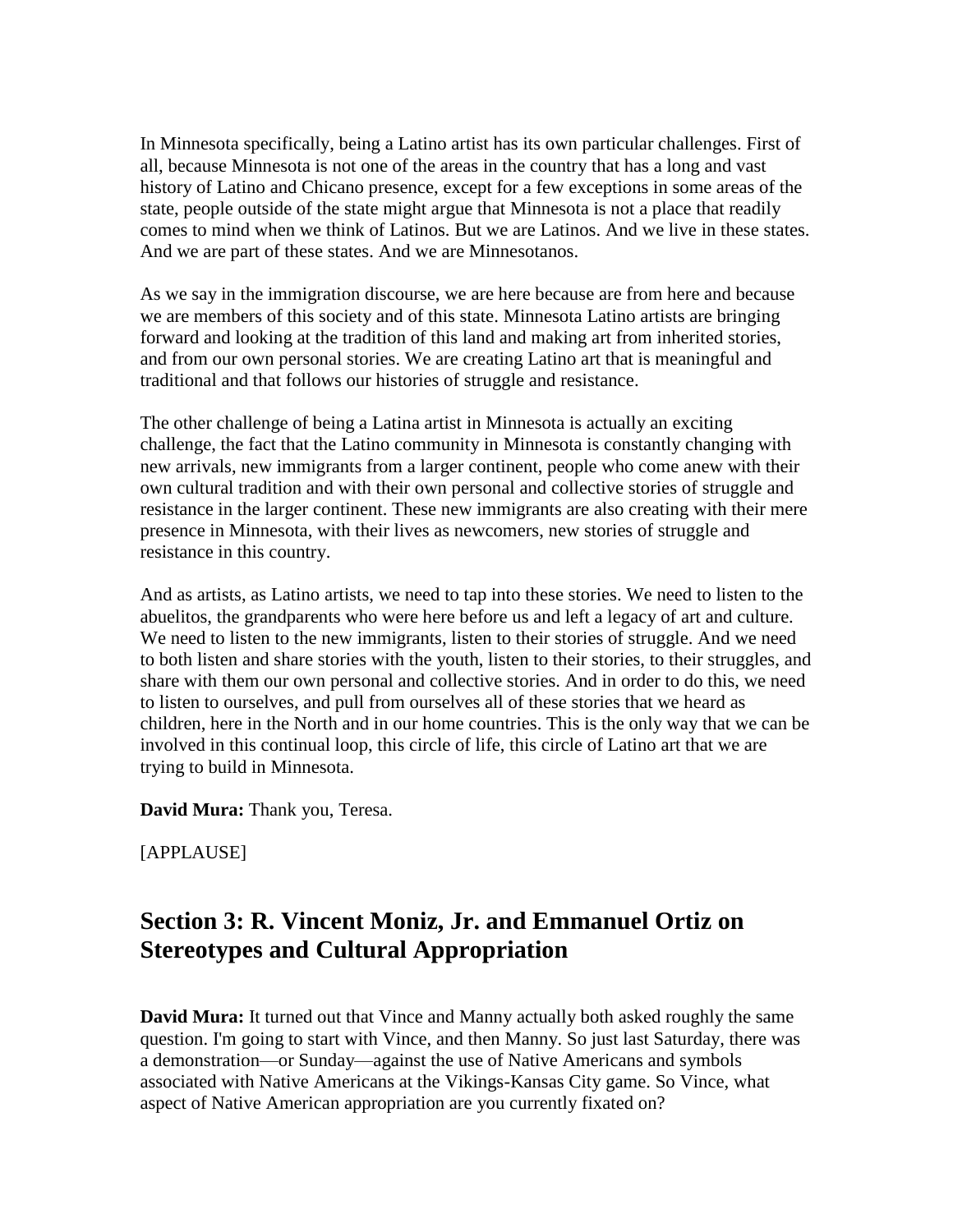In Minnesota specifically, being a Latino artist has its own particular challenges. First of all, because Minnesota is not one of the areas in the country that has a long and vast history of Latino and Chicano presence, except for a few exceptions in some areas of the state, people outside of the state might argue that Minnesota is not a place that readily comes to mind when we think of Latinos. But we are Latinos. And we live in these states. And we are part of these states. And we are Minnesotanos.

As we say in the immigration discourse, we are here because are from here and because we are members of this society and of this state. Minnesota Latino artists are bringing forward and looking at the tradition of this land and making art from inherited stories, and from our own personal stories. We are creating Latino art that is meaningful and traditional and that follows our histories of struggle and resistance.

The other challenge of being a Latina artist in Minnesota is actually an exciting challenge, the fact that the Latino community in Minnesota is constantly changing with new arrivals, new immigrants from a larger continent, people who come anew with their own cultural tradition and with their own personal and collective stories of struggle and resistance in the larger continent. These new immigrants are also creating with their mere presence in Minnesota, with their lives as newcomers, new stories of struggle and resistance in this country.

And as artists, as Latino artists, we need to tap into these stories. We need to listen to the abuelitos, the grandparents who were here before us and left a legacy of art and culture. We need to listen to the new immigrants, listen to their stories of struggle. And we need to both listen and share stories with the youth, listen to their stories, to their struggles, and share with them our own personal and collective stories. And in order to do this, we need to listen to ourselves, and pull from ourselves all of these stories that we heard as children, here in the North and in our home countries. This is the only way that we can be involved in this continual loop, this circle of life, this circle of Latino art that we are trying to build in Minnesota.

**David Mura:** Thank you, Teresa.

[APPLAUSE]

## Section 3: R. Vincent Moniz, Jr. and Emmanuel Ortiz on Stereotypes and Cultural Appropriation

**David Mura:** It turned out that Vince and Manny actually both asked roughly the same question. I'm going to start with Vince, and then Manny. So just last Saturday, there was a demonstration—or Sunday—against the use of Native Americans and symbols associated with Native Americans at the Vikings-Kansas City game. So Vince, what aspect of Native American appropriation are you currently fixated on?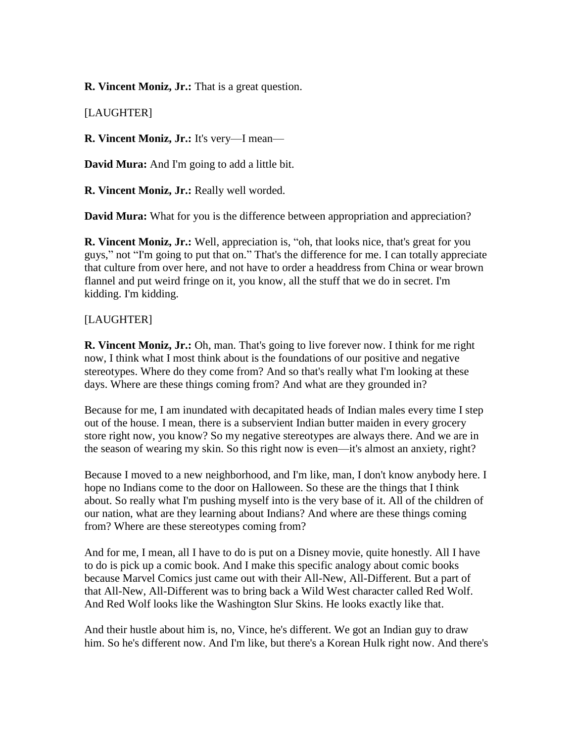**R. Vincent Moniz, Jr.:** That is a great question.

[LAUGHTER]

**R. Vincent Moniz, Jr.:** It's very—I mean—

**David Mura:** And I'm going to add a little bit.

**R. Vincent Moniz, Jr.:** Really well worded.

**David Mura:** What for you is the difference between appropriation and appreciation?

**R. Vincent Moniz, Jr.:** Well, appreciation is, "oh, that looks nice, that's great for you guys," not "I'm going to put that on." That's the difference for me. I can totally appreciate that culture from over here, and not have to order a headdress from China or wear brown flannel and put weird fringe on it, you know, all the stuff that we do in secret. I'm kidding. I'm kidding.

[LAUGHTER]

**R. Vincent Moniz, Jr.:** Oh, man. That's going to live forever now. I think for me right now, I think what I most think about is the foundations of our positive and negative stereotypes. Where do they come from? And so that's really what I'm looking at these days. Where are these things coming from? And what are they grounded in?

Because for me, I am inundated with decapitated heads of Indian males every time I step out of the house. I mean, there is a subservient Indian butter maiden in every grocery store right now, you know? So my negative stereotypes are always there. And we are in the season of wearing my skin. So this right now is even—it's almost an anxiety, right?

Because I moved to a new neighborhood, and I'm like, man, I don't know anybody here. I hope no Indians come to the door on Halloween. So these are the things that I think about. So really what I'm pushing myself into is the very base of it. All of the children of our nation, what are they learning about Indians? And where are these things coming from? Where are these stereotypes coming from?

And for me, I mean, all I have to do is put on a Disney movie, quite honestly. All I have to do is pick up a comic book. And I make this specific analogy about comic books because Marvel Comics just came out with their All-New, All-Different. But a part of that All-New, All-Different was to bring back a Wild West character called Red Wolf. And Red Wolf looks like the Washington Slur Skins. He looks exactly like that.

And their hustle about him is, no, Vince, he's different. We got an Indian guy to draw him. So he's different now. And I'm like, but there's a Korean Hulk right now. And there's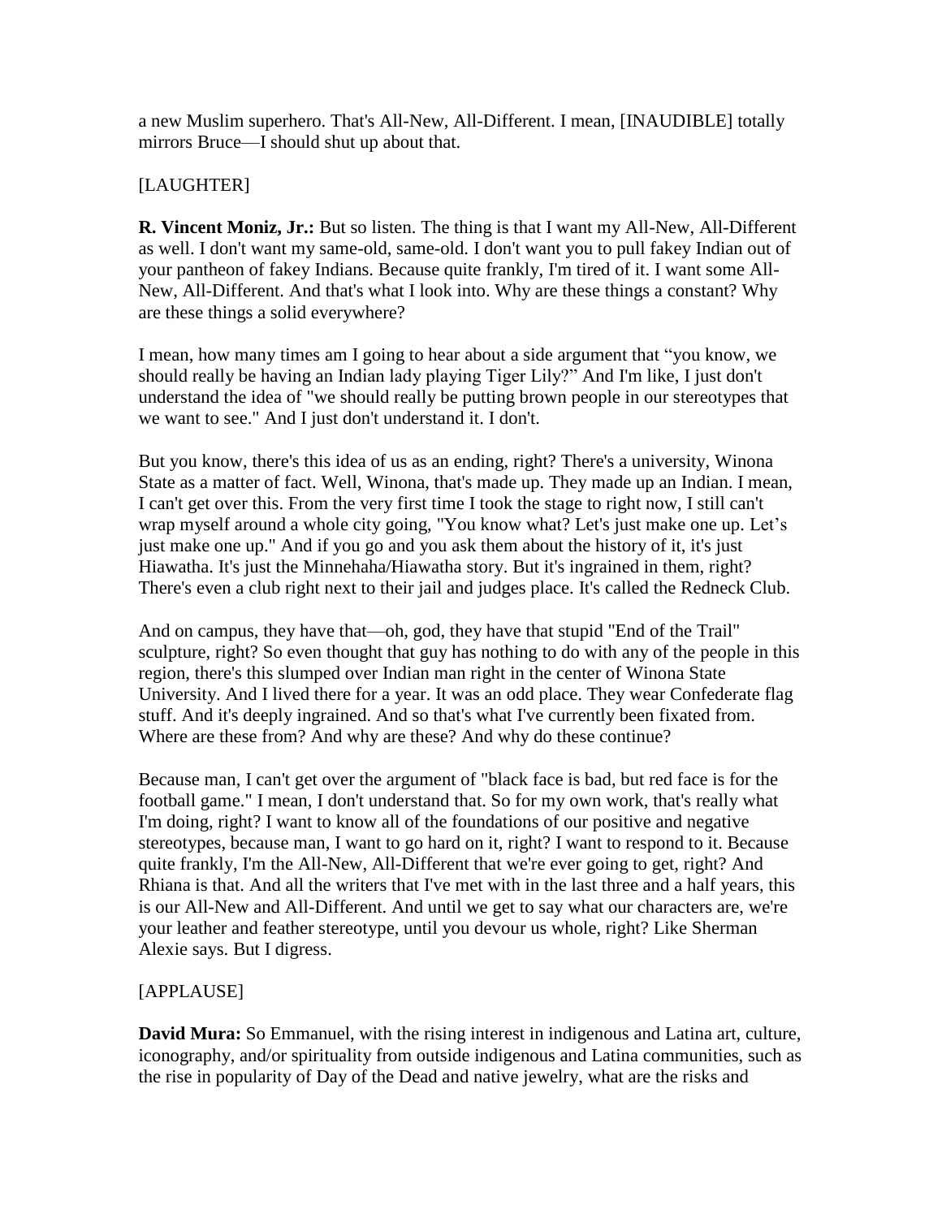a new Muslim superhero. That's All-New, All-Different. I mean, [INAUDIBLE] totally mirrors Bruce—I should shut up about that.

[LAUGHTER]

**R. Vincent Moniz, Jr.:** But so listen. The thing is that I want my All-New, All-Different as well. I don't want my same-old, same-old. I don't want you to pull fakey Indian out of your pantheon of fakey Indians. Because quite frankly, I'm tired of it. I want some All-New, All-Different. And that's what I look into. Why are these things a constant? Why are these things a solid everywhere?

I mean, how many times am I going to hear about a side argument that "you know, we should really be having an Indian lady playing Tiger Lily?" And I'm like, I just don't understand the idea of "we should really be putting brown people in our stereotypes that we want to see." And I just don't understand it. I don't.

But you know, there's this idea of us as an ending, right? There's a university, Winona State as a matter of fact. Well, Winona, that's made up. They made up an Indian. I mean, I can't get over this. From the very first time I took the stage to right now, I still can't wrap myself around a whole city going, "You know what? Let's just make one up. Let's just make one up." And if you go and you ask them about the history of it, it's just Hiawatha. It's just the Minnehaha/Hiawatha story. But it's ingrained in them, right? There's even a club right next to their jail and judges place. It's called the Redneck Club.

And on campus, they have that—oh, god, they have that stupid "End of the Trail" sculpture, right? So even thought that guy has nothing to do with any of the people in this region, there's this slumped over Indian man right in the center of Winona State University. And I lived there for a year. It was an odd place. They wear Confederate flag stuff. And it's deeply ingrained. And so that's what I've currently been fixated from. Where are these from? And why are these? And why do these continue?

Because man, I can't get over the argument of "black face is bad, but red face is for the football game." I mean, I don't understand that. So for my own work, that's really what I'm doing, right? I want to know all of the foundations of our positive and negative stereotypes, because man, I want to go hard on it, right? I want to respond to it. Because quite frankly, I'm the All-New, All-Different that we're ever going to get, right? And Rhiana is that. And all the writers that I've met with in the last three and a half years, this is our All-New and All-Different. And until we get to say what our characters are, we're your leather and feather stereotype, until you devour us whole, right? Like Sherman Alexie says. But I digress.

[APPLAUSE]

**David Mura:** So Emmanuel, with the rising interest in indigenous and Latina art, culture, iconography, and/or spirituality from outside indigenous and Latina communities, such as the rise in popularity of Day of the Dead and native jewelry, what are the risks and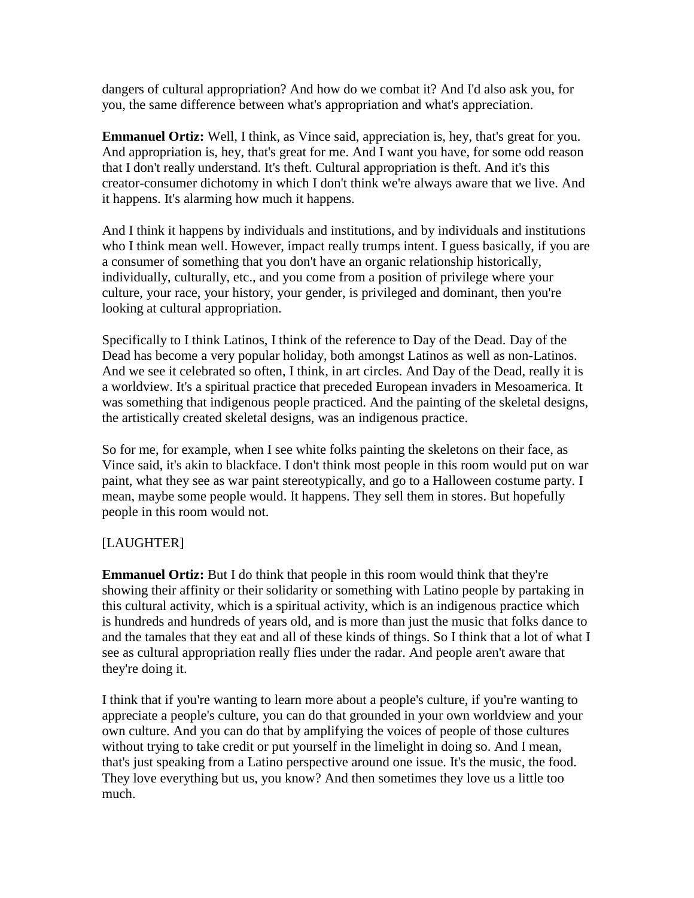dangers of cultural appropriation? And how do we combat it? And I'd also ask you, for you, the same difference between what's appropriation and what's appreciation.

**Emmanuel Ortiz:** Well, I think, as Vince said, appreciation is, hey, that's great for you. And appropriation is, hey, that's great for me. And I want you have, for some odd reason that I don't really understand. It's theft. Cultural appropriation is theft. And it's this creator-consumer dichotomy in which I don't think we're always aware that we live. And it happens. It's alarming how much it happens.

And I think it happens by individuals and institutions, and by individuals and institutions who I think mean well. However, impact really trumps intent. I guess basically, if you are a consumer of something that you don't have an organic relationship historically, individually, culturally, etc., and you come from a position of privilege where your culture, your race, your history, your gender, is privileged and dominant, then you're looking at cultural appropriation.

Specifically to I think Latinos, I think of the reference to Day of the Dead. Day of the Dead has become a very popular holiday, both amongst Latinos as well as non-Latinos. And we see it celebrated so often, I think, in art circles. And Day of the Dead, really it is a worldview. It's a spiritual practice that preceded European invaders in Mesoamerica. It was something that indigenous people practiced. And the painting of the skeletal designs, the artistically created skeletal designs, was an indigenous practice.

So for me, for example, when I see white folks painting the skeletons on their face, as Vince said, it's akin to blackface. I don't think most people in this room would put on war paint, what they see as war paint stereotypically, and go to a Halloween costume party. I mean, maybe some people would. It happens. They sell them in stores. But hopefully people in this room would not.

[LAUGHTER]

**Emmanuel Ortiz:** But I do think that people in this room would think that they're showing their affinity or their solidarity or something with Latino people by partaking in this cultural activity, which is a spiritual activity, which is an indigenous practice which is hundreds and hundreds of years old, and is more than just the music that folks dance to and the tamales that they eat and all of these kinds of things. So I think that a lot of what I see as cultural appropriation really flies under the radar. And people aren't aware that they're doing it.

I think that if you're wanting to learn more about a people's culture, if you're wanting to appreciate a people's culture, you can do that grounded in your own worldview and your own culture. And you can do that by amplifying the voices of people of those cultures without trying to take credit or put yourself in the limelight in doing so. And I mean, that's just speaking from a Latino perspective around one issue. It's the music, the food. They love everything but us, you know? And then sometimes they love us a little too much.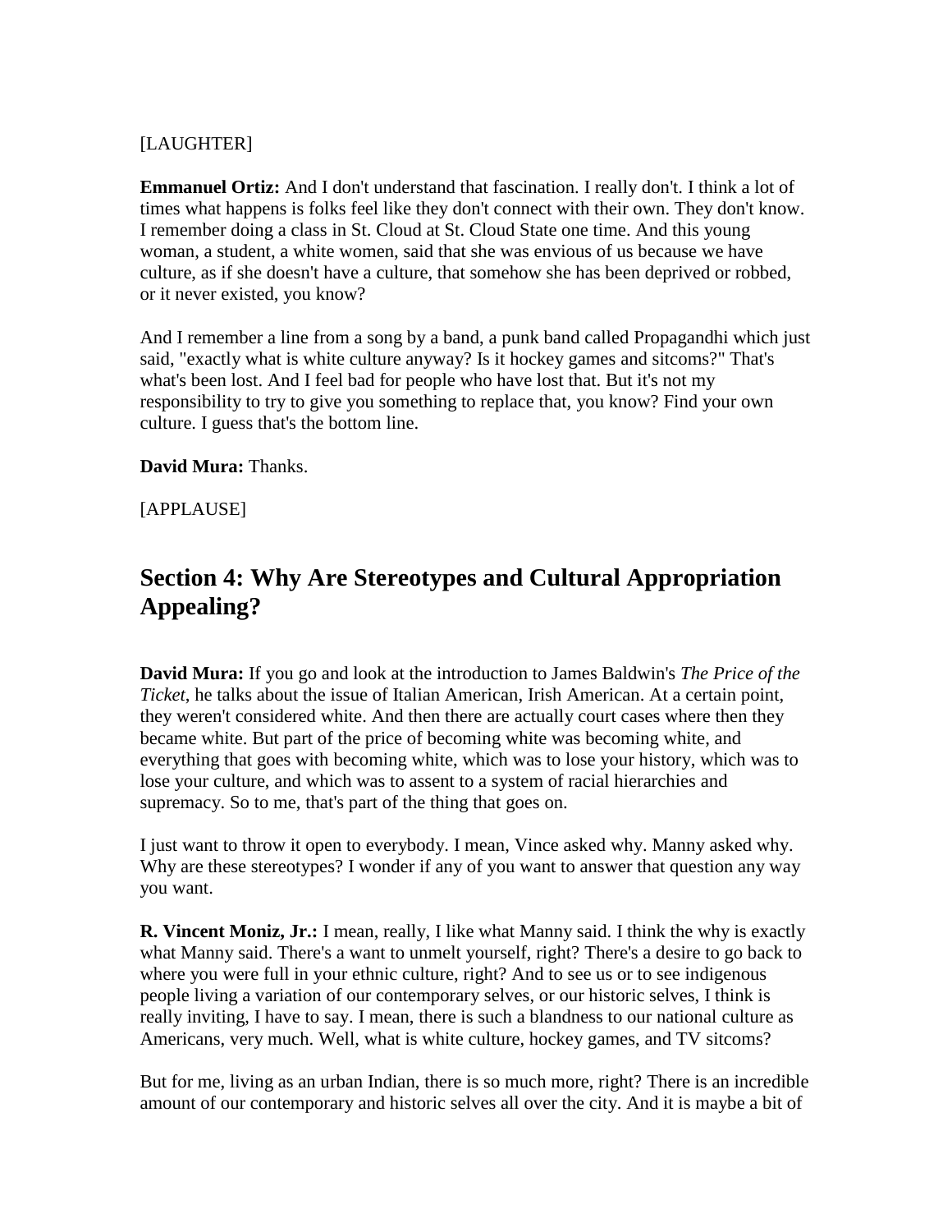[LAUGHTER]

**Emmanuel Ortiz:** And I don't understand that fascination. I really don't. I think a lot of times what happens is folks feel like they don't connect with their own. They don't know. I remember doing a class in St. Cloud at St. Cloud State one time. And this young woman, a student, a white women, said that she was envious of us because we have culture, as if she doesn't have a culture, that somehow she has been deprived or robbed, or it never existed, you know?

And I remember a line from a song by a band, a punk band called Propagandhi which just said, "exactly what is white culture anyway? Is it hockey games and sitcoms?" That's what's been lost. And I feel bad for people who have lost that. But it's not my responsibility to try to give you something to replace that, you know? Find your own culture. I guess that's the bottom line.

**David Mura:** Thanks.

[APPLAUSE]

## Section 4: Why Are Stereotypes and Cultural Appropriation Appealing?

**David Mura:** If you go and look at the introduction to James Baldwin's *The Price of the Ticket*, he talks about the issue of Italian American, Irish American. At a certain point, they weren't considered white. And then there are actually court cases where then they became white. But part of the price of becoming white was becoming white, and everything that goes with becoming white, which was to lose your history, which was to lose your culture, and which was to assent to a system of racial hierarchies and supremacy. So to me, that's part of the thing that goes on.

I just want to throw it open to everybody. I mean, Vince asked why. Manny asked why. Why are these stereotypes? I wonder if any of you want to answer that question any way you want.

**R. Vincent Moniz, Jr.:** I mean, really, I like what Manny said. I think the why is exactly what Manny said. There's a want to unmelt yourself, right? There's a desire to go back to where you were full in your ethnic culture, right? And to see us or to see indigenous people living a variation of our contemporary selves, or our historic selves, I think is really inviting, I have to say. I mean, there is such a blandness to our national culture as Americans, very much. Well, what is white culture, hockey games, and TV sitcoms?

But for me, living as an urban Indian, there is so much more, right? There is an incredible amount of our contemporary and historic selves all over the city. And it is maybe a bit of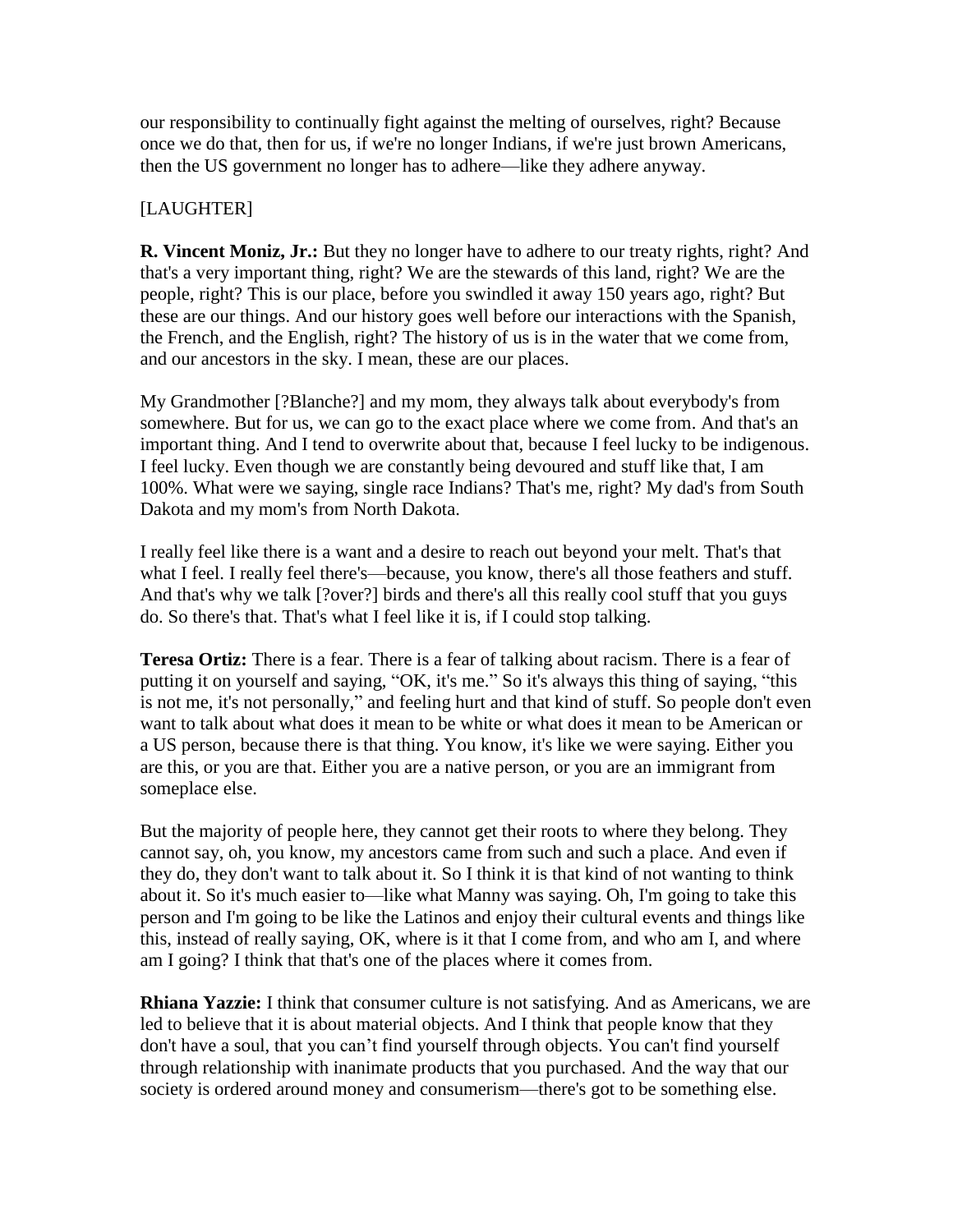our responsibility to continually fight against the melting of ourselves, right? Because once we do that, then for us, if we're no longer Indians, if we're just brown Americans, then the US government no longer has to adhere—like they adhere anyway.

[LAUGHTER]

**R. Vincent Moniz, Jr.:** But they no longer have to adhere to our treaty rights, right? And that's a very important thing, right? We are the stewards of this land, right? We are the people, right? This is our place, before you swindled it away 150 years ago, right? But these are our things. And our history goes well before our interactions with the Spanish, the French, and the English, right? The history of us is in the water that we come from, and our ancestors in the sky. I mean, these are our places.

My Grandmother [?Blanche?] and my mom, they always talk about everybody's from somewhere. But for us, we can go to the exact place where we come from. And that's an important thing. And I tend to overwrite about that, because I feel lucky to be indigenous. I feel lucky. Even though we are constantly being devoured and stuff like that, I am 100%. What were we saying, single race Indians? That's me, right? My dad's from South Dakota and my mom's from North Dakota.

I really feel like there is a want and a desire to reach out beyond your melt. That's that what I feel. I really feel there's—because, you know, there's all those feathers and stuff. And that's why we talk [?over?] birds and there's all this really cool stuff that you guys do. So there's that. That's what I feel like it is, if I could stop talking.

**Teresa Ortiz:** There is a fear. There is a fear of talking about racism. There is a fear of putting it on yourself and saying, "OK, it's me." So it's always this thing of saying, "this is not me, it's not personally," and feeling hurt and that kind of stuff. So people don't even want to talk about what does it mean to be white or what does it mean to be American or a US person, because there is that thing. You know, it's like we were saying. Either you are this, or you are that. Either you are a native person, or you are an immigrant from someplace else.

But the majority of people here, they cannot get their roots to where they belong. They cannot say, oh, you know, my ancestors came from such and such a place. And even if they do, they don't want to talk about it. So I think it is that kind of not wanting to think about it. So it's much easier to—like what Manny was saying. Oh, I'm going to take this person and I'm going to be like the Latinos and enjoy their cultural events and things like this, instead of really saying, OK, where is it that I come from, and who am I, and where am I going? I think that that's one of the places where it comes from.

**Rhiana Yazzie:** I think that consumer culture is not satisfying. And as Americans, we are led to believe that it is about material objects. And I think that people know that they don't have a soul, that you can't find yourself through objects. You can't find yourself through relationship with inanimate products that you purchased. And the way that our society is ordered around money and consumerism—there's got to be something else.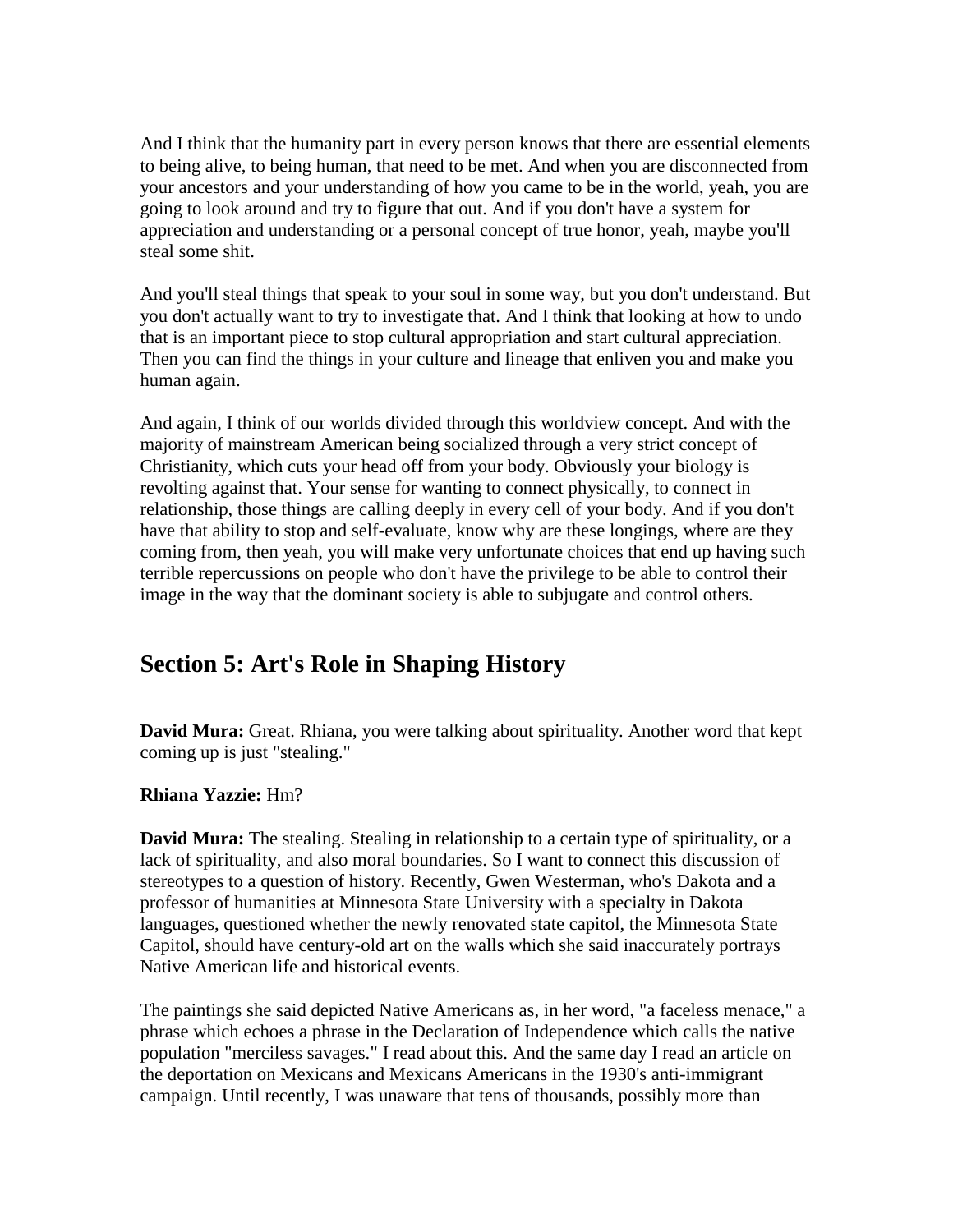And I think that the humanity part in every person knows that there are essential elements to being alive, to being human, that need to be met. And when you are disconnected from your ancestors and your understanding of how you came to be in the world, yeah, you are going to look around and try to figure that out. And if you don't have a system for appreciation and understanding or a personal concept of true honor, yeah, maybe you'll steal some shit.

And you'll steal things that speak to your soul in some way, but you don't understand. But you don't actually want to try to investigate that. And I think that looking at how to undo that is an important piece to stop cultural appropriation and start cultural appreciation. Then you can find the things in your culture and lineage that enliven you and make you human again.

And again, I think of our worlds divided through this worldview concept. And with the majority of mainstream American being socialized through a very strict concept of Christianity, which cuts your head off from your body. Obviously your biology is revolting against that. Your sense for wanting to connect physically, to connect in relationship, those things are calling deeply in every cell of your body. And if you don't have that ability to stop and self-evaluate, know why are these longings, where are they coming from, then yeah, you will make very unfortunate choices that end up having such terrible repercussions on people who don't have the privilege to be able to control their image in the way that the dominant society is able to subjugate and control others.

## Section 5: Art's Role in Shaping History

**David Mura:** Great. Rhiana, you were talking about spirituality. Another word that kept coming up is just "stealing."

**Rhiana Yazzie:** Hm?

**David Mura:** The stealing. Stealing in relationship to a certain type of spirituality, or a lack of spirituality, and also moral boundaries. So I want to connect this discussion of stereotypes to a question of history. Recently, Gwen Westerman, who's Dakota and a professor of humanities at Minnesota State University with a specialty in Dakota languages, questioned whether the newly renovated state capitol, the Minnesota State Capitol, should have century-old art on the walls which she said inaccurately portrays Native American life and historical events.

The paintings she said depicted Native Americans as, in her word, "a faceless menace," a phrase which echoes a phrase in the Declaration of Independence which calls the native population "merciless savages." I read about this. And the same day I read an article on the deportation on Mexicans and Mexicans Americans in the 1930's anti-immigrant campaign. Until recently, I was unaware that tens of thousands, possibly more than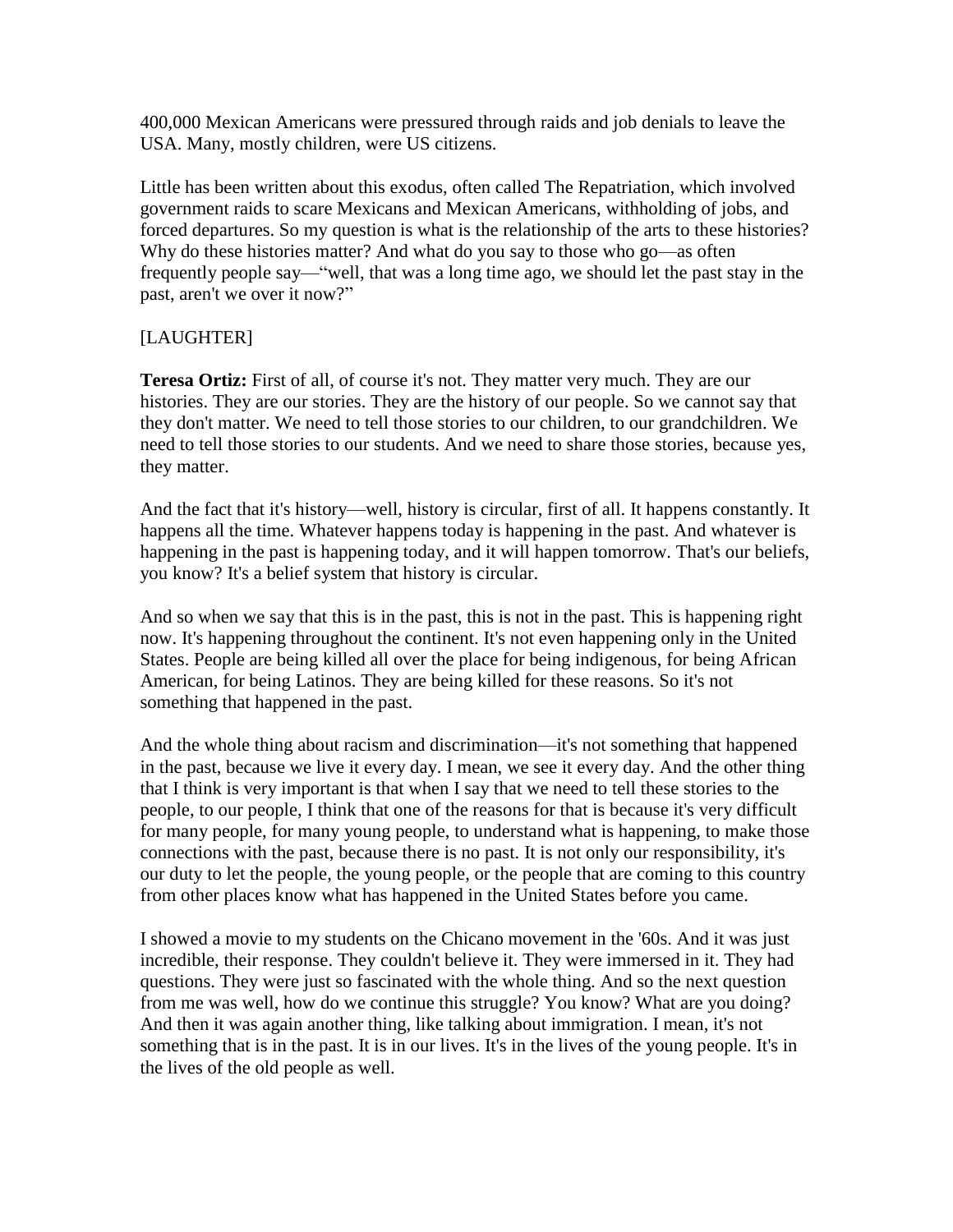400,000 Mexican Americans were pressured through raids and job denials to leave the USA. Many, mostly children, were US citizens.

Little has been written about this exodus, often called The Repatriation, which involved government raids to scare Mexicans and Mexican Americans, withholding of jobs, and forced departures. So my question is what is the relationship of the arts to these histories? Why do these histories matter? And what do you say to those who go—as often frequently people say—"well, that was a long time ago, we should let the past stay in the past, aren't we over it now?"

[LAUGHTER]

**Teresa Ortiz:** First of all, of course it's not. They matter very much. They are our histories. They are our stories. They are the history of our people. So we cannot say that they don't matter. We need to tell those stories to our children, to our grandchildren. We need to tell those stories to our students. And we need to share those stories, because yes, they matter.

And the fact that it's history—well, history is circular, first of all. It happens constantly. It happens all the time. Whatever happens today is happening in the past. And whatever is happening in the past is happening today, and it will happen tomorrow. That's our beliefs, you know? It's a belief system that history is circular.

And so when we say that this is in the past, this is not in the past. This is happening right now. It's happening throughout the continent. It's not even happening only in the United States. People are being killed all over the place for being indigenous, for being African American, for being Latinos. They are being killed for these reasons. So it's not something that happened in the past.

And the whole thing about racism and discrimination—it's not something that happened in the past, because we live it every day. I mean, we see it every day. And the other thing that I think is very important is that when I say that we need to tell these stories to the people, to our people, I think that one of the reasons for that is because it's very difficult for many people, for many young people, to understand what is happening, to make those connections with the past, because there is no past. It is not only our responsibility, it's our duty to let the people, the young people, or the people that are coming to this country from other places know what has happened in the United States before you came.

I showed a movie to my students on the Chicano movement in the '60s. And it was just incredible, their response. They couldn't believe it. They were immersed in it. They had questions. They were just so fascinated with the whole thing. And so the next question from me was well, how do we continue this struggle? You know? What are you doing? And then it was again another thing, like talking about immigration. I mean, it's not something that is in the past. It is in our lives. It's in the lives of the young people. It's in the lives of the old people as well.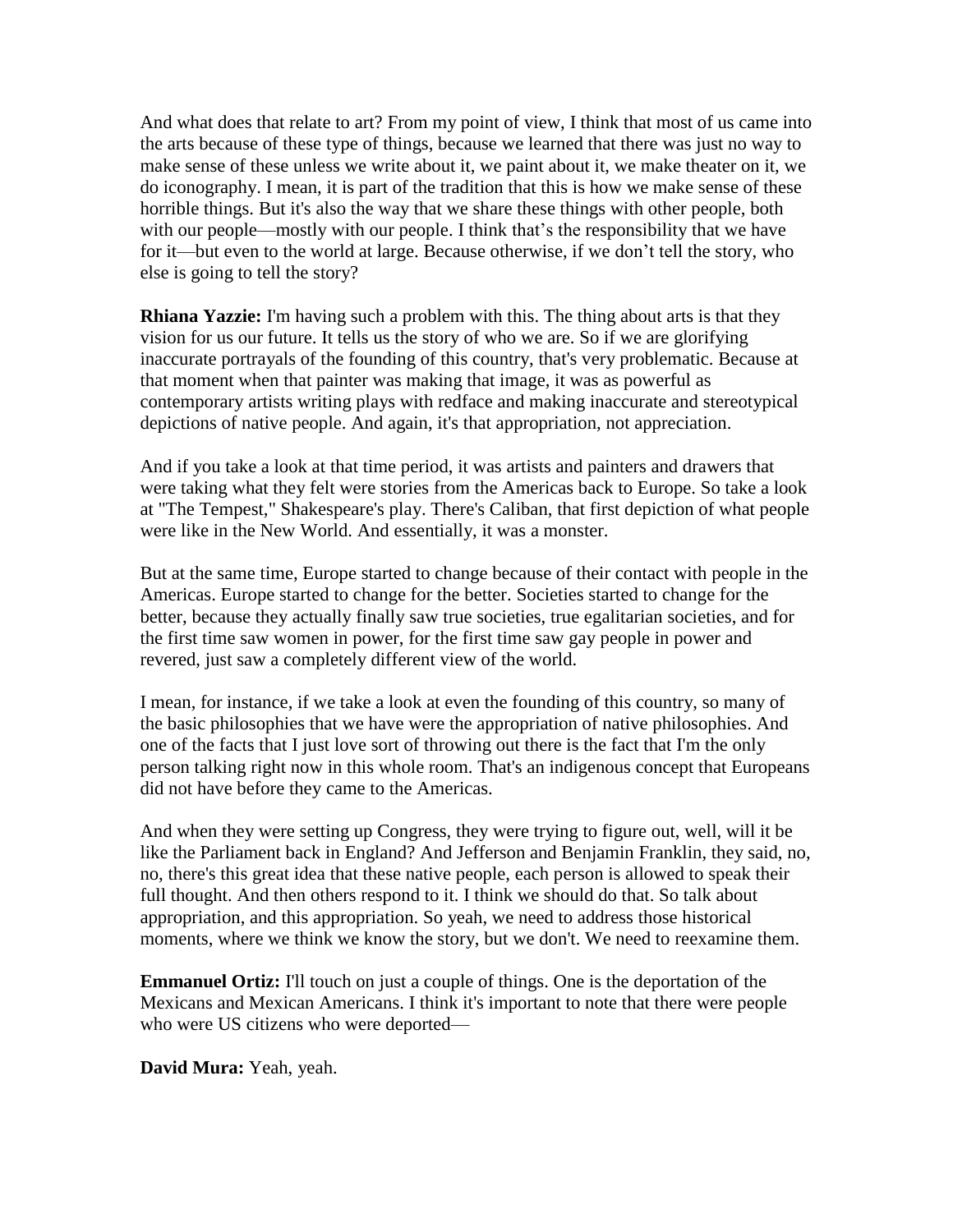And what does that relate to art? From my point of view, I think that most of us came into the arts because of these type of things, because we learned that there was just no way to make sense of these unless we write about it, we paint about it, we make theater on it, we do iconography. I mean, it is part of the tradition that this is how we make sense of these horrible things. But it's also the way that we share these things with other people, both with our people—mostly with our people. I think that's the responsibility that we have for it—but even to the world at large. Because otherwise, if we don't tell the story, who else is going to tell the story?

**Rhiana Yazzie:** I'm having such a problem with this. The thing about arts is that they vision for us our future. It tells us the story of who we are. So if we are glorifying inaccurate portrayals of the founding of this country, that's very problematic. Because at that moment when that painter was making that image, it was as powerful as contemporary artists writing plays with redface and making inaccurate and stereotypical depictions of native people. And again, it's that appropriation, not appreciation.

And if you take a look at that time period, it was artists and painters and drawers that were taking what they felt were stories from the Americas back to Europe. So take a look at "The Tempest," Shakespeare's play. There's Caliban, that first depiction of what people were like in the New World. And essentially, it was a monster.

But at the same time, Europe started to change because of their contact with people in the Americas. Europe started to change for the better. Societies started to change for the better, because they actually finally saw true societies, true egalitarian societies, and for the first time saw women in power, for the first time saw gay people in power and revered, just saw a completely different view of the world.

I mean, for instance, if we take a look at even the founding of this country, so many of the basic philosophies that we have were the appropriation of native philosophies. And one of the facts that I just love sort of throwing out there is the fact that I'm the only person talking right now in this whole room. That's an indigenous concept that Europeans did not have before they came to the Americas.

And when they were setting up Congress, they were trying to figure out, well, will it be like the Parliament back in England? And Jefferson and Benjamin Franklin, they said, no, no, there's this great idea that these native people, each person is allowed to speak their full thought. And then others respond to it. I think we should do that. So talk about appropriation, and this appropriation. So yeah, we need to address those historical moments, where we think we know the story, but we don't. We need to reexamine them.

**Emmanuel Ortiz:** I'll touch on just a couple of things. One is the deportation of the Mexicans and Mexican Americans. I think it's important to note that there were people who were US citizens who were deported—

**David Mura:** Yeah, yeah.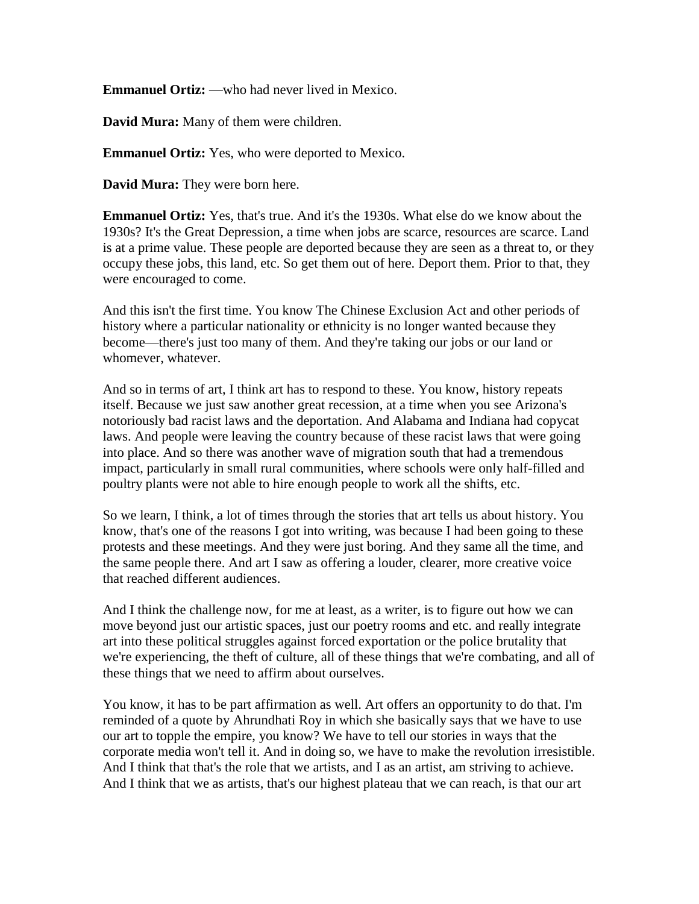**Emmanuel Ortiz:** —who had never lived in Mexico.

**David Mura:** Many of them were children.

**Emmanuel Ortiz:** Yes, who were deported to Mexico.

**David Mura:** They were born here.

**Emmanuel Ortiz:** Yes, that's true. And it's the 1930s. What else do we know about the 1930s? It's the Great Depression, a time when jobs are scarce, resources are scarce. Land is at a prime value. These people are deported because they are seen as a threat to, or they occupy these jobs, this land, etc. So get them out of here. Deport them. Prior to that, they were encouraged to come.

And this isn't the first time. You know The Chinese Exclusion Act and other periods of history where a particular nationality or ethnicity is no longer wanted because they become—there's just too many of them. And they're taking our jobs or our land or whomever, whatever.

And so in terms of art, I think art has to respond to these. You know, history repeats itself. Because we just saw another great recession, at a time when you see Arizona's notoriously bad racist laws and the deportation. And Alabama and Indiana had copycat laws. And people were leaving the country because of these racist laws that were going into place. And so there was another wave of migration south that had a tremendous impact, particularly in small rural communities, where schools were only half-filled and poultry plants were not able to hire enough people to work all the shifts, etc.

So we learn, I think, a lot of times through the stories that art tells us about history. You know, that's one of the reasons I got into writing, was because I had been going to these protests and these meetings. And they were just boring. And they same all the time, and the same people there. And art I saw as offering a louder, clearer, more creative voice that reached different audiences.

And I think the challenge now, for me at least, as a writer, is to figure out how we can move beyond just our artistic spaces, just our poetry rooms and etc. and really integrate art into these political struggles against forced exportation or the police brutality that we're experiencing, the theft of culture, all of these things that we're combating, and all of these things that we need to affirm about ourselves.

You know, it has to be part affirmation as well. Art offers an opportunity to do that. I'm reminded of a quote by Ahrundhati Roy in which she basically says that we have to use our art to topple the empire, you know? We have to tell our stories in ways that the corporate media won't tell it. And in doing so, we have to make the revolution irresistible. And I think that that's the role that we artists, and I as an artist, am striving to achieve. And I think that we as artists, that's our highest plateau that we can reach, is that our art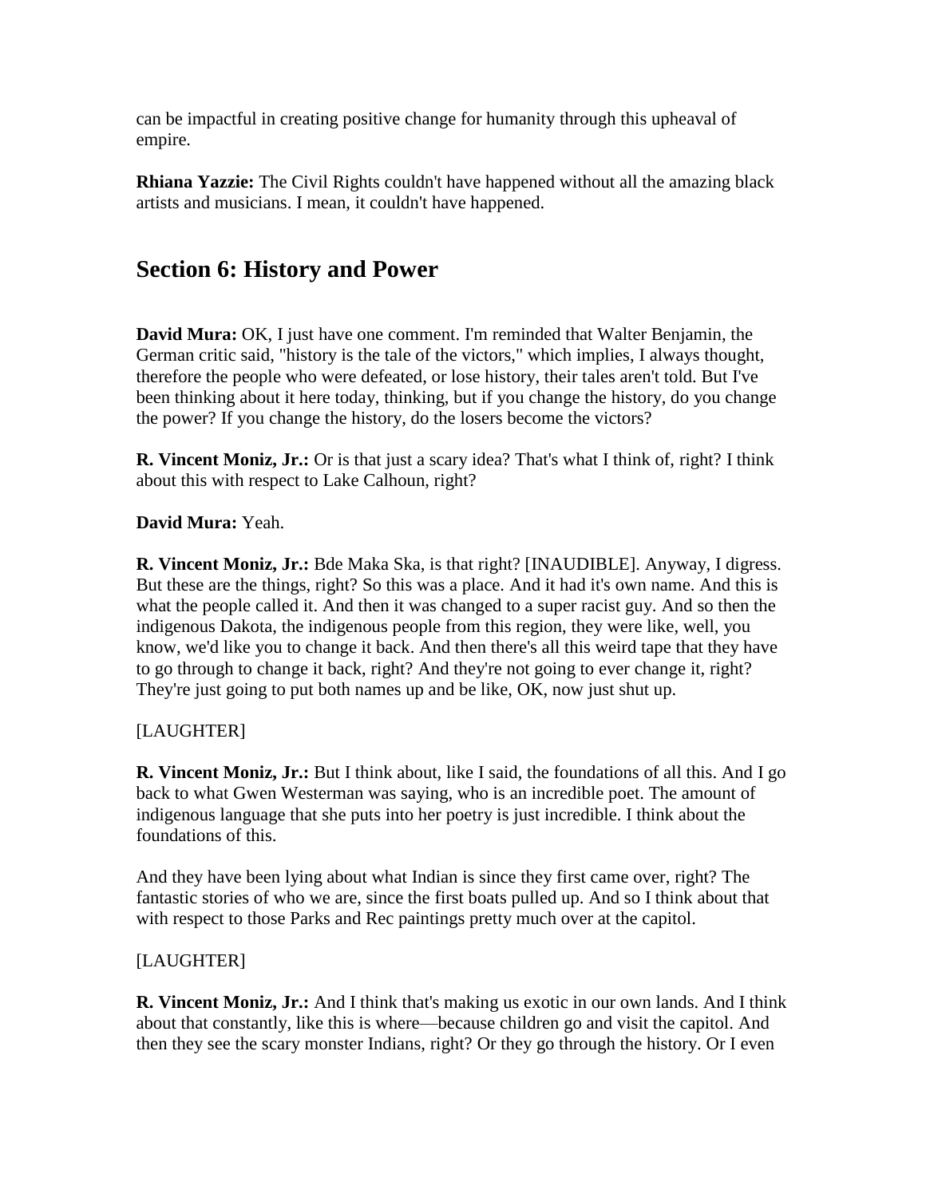can be impactful in creating positive change for humanity through this upheaval of empire.

**Rhiana Yazzie:** The Civil Rights couldn't have happened without all the amazing black artists and musicians. I mean, it couldn't have happened.

## Section 6: History and Power

**David Mura:** OK, I just have one comment. I'm reminded that Walter Benjamin, the German critic said, "history is the tale of the victors," which implies, I always thought, therefore the people who were defeated, or lose history, their tales aren't told. But I've been thinking about it here today, thinking, but if you change the history, do you change the power? If you change the history, do the losers become the victors?

**R. Vincent Moniz, Jr.:** Or is that just a scary idea? That's what I think of, right? I think about this with respect to Lake Calhoun, right?

**David Mura:** Yeah.

**R. Vincent Moniz, Jr.:** Bde Maka Ska, is that right? [INAUDIBLE]. Anyway, I digress. But these are the things, right? So this was a place. And it had it's own name. And this is what the people called it. And then it was changed to a super racist guy. And so then the indigenous Dakota, the indigenous people from this region, they were like, well, you know, we'd like you to change it back. And then there's all this weird tape that they have to go through to change it back, right? And they're not going to ever change it, right? They're just going to put both names up and be like, OK, now just shut up.

[LAUGHTER]

**R. Vincent Moniz, Jr.:** But I think about, like I said, the foundations of all this. And I go back to what Gwen Westerman was saying, who is an incredible poet. The amount of indigenous language that she puts into her poetry is just incredible. I think about the foundations of this.

And they have been lying about what Indian is since they first came over, right? The fantastic stories of who we are, since the first boats pulled up. And so I think about that with respect to those Parks and Rec paintings pretty much over at the capitol.

[LAUGHTER]

**R. Vincent Moniz, Jr.:** And I think that's making us exotic in our own lands. And I think about that constantly, like this is where—because children go and visit the capitol. And then they see the scary monster Indians, right? Or they go through the history. Or I even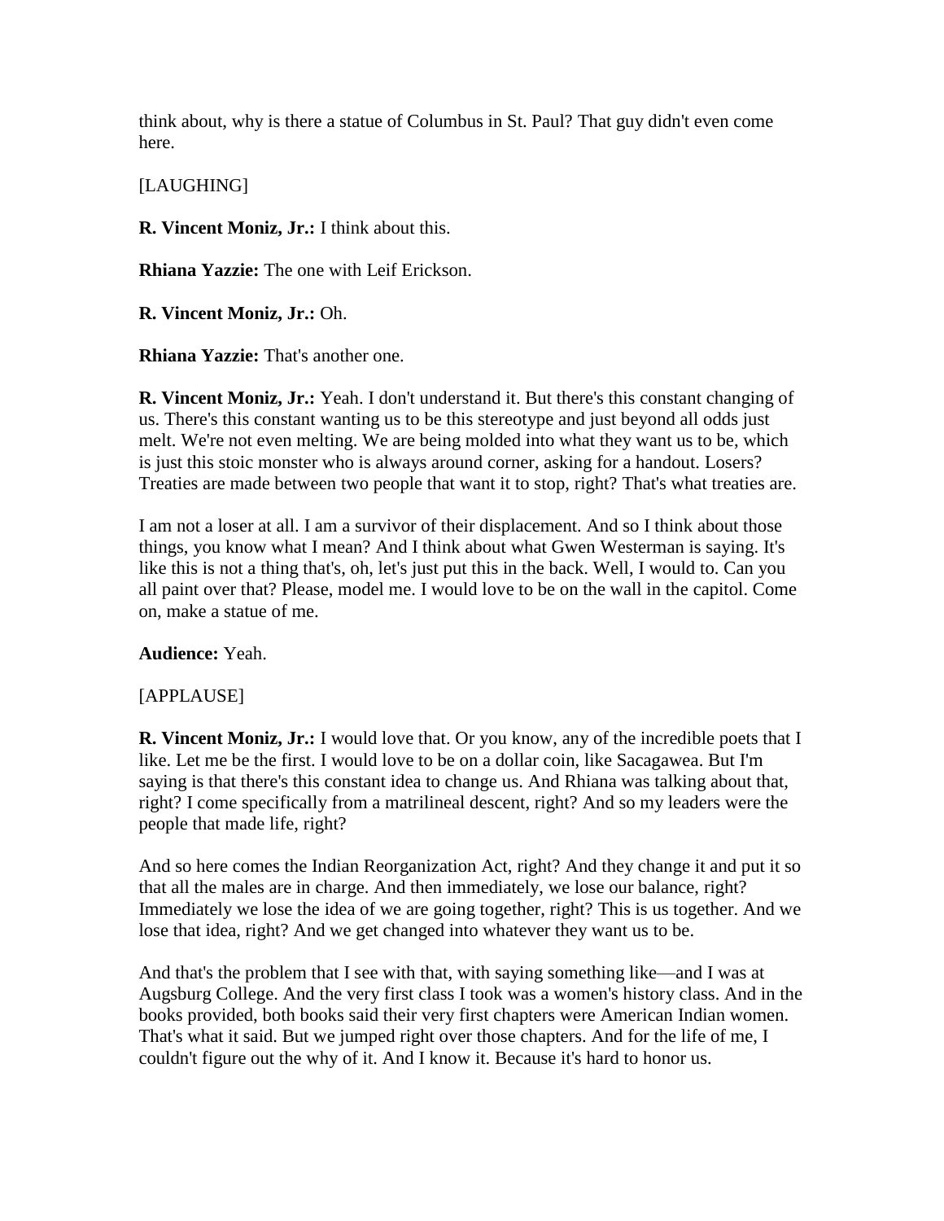think about, why is there a statue of Columbus in St. Paul? That guy didn't even come here.

[LAUGHING]

**R. Vincent Moniz, Jr.:** I think about this.

**Rhiana Yazzie:** The one with Leif Erickson.

**R. Vincent Moniz, Jr.:** Oh.

**Rhiana Yazzie:** That's another one.

**R. Vincent Moniz, Jr.:** Yeah. I don't understand it. But there's this constant changing of us. There's this constant wanting us to be this stereotype and just beyond all odds just melt. We're not even melting. We are being molded into what they want us to be, which is just this stoic monster who is always around corner, asking for a handout. Losers? Treaties are made between two people that want it to stop, right? That's what treaties are.

I am not a loser at all. I am a survivor of their displacement. And so I think about those things, you know what I mean? And I think about what Gwen Westerman is saying. It's like this is not a thing that's, oh, let's just put this in the back. Well, I would to. Can you all paint over that? Please, model me. I would love to be on the wall in the capitol. Come on, make a statue of me.

**Audience:** Yeah.

[APPLAUSE]

**R. Vincent Moniz, Jr.:** I would love that. Or you know, any of the incredible poets that I like. Let me be the first. I would love to be on a dollar coin, like Sacagawea. But I'm saying is that there's this constant idea to change us. And Rhiana was talking about that, right? I come specifically from a matrilineal descent, right? And so my leaders were the people that made life, right?

And so here comes the Indian Reorganization Act, right? And they change it and put it so that all the males are in charge. And then immediately, we lose our balance, right? Immediately we lose the idea of we are going together, right? This is us together. And we lose that idea, right? And we get changed into whatever they want us to be.

And that's the problem that I see with that, with saying something like—and I was at Augsburg College. And the very first class I took was a women's history class. And in the books provided, both books said their very first chapters were American Indian women. That's what it said. But we jumped right over those chapters. And for the life of me, I couldn't figure out the why of it. And I know it. Because it's hard to honor us.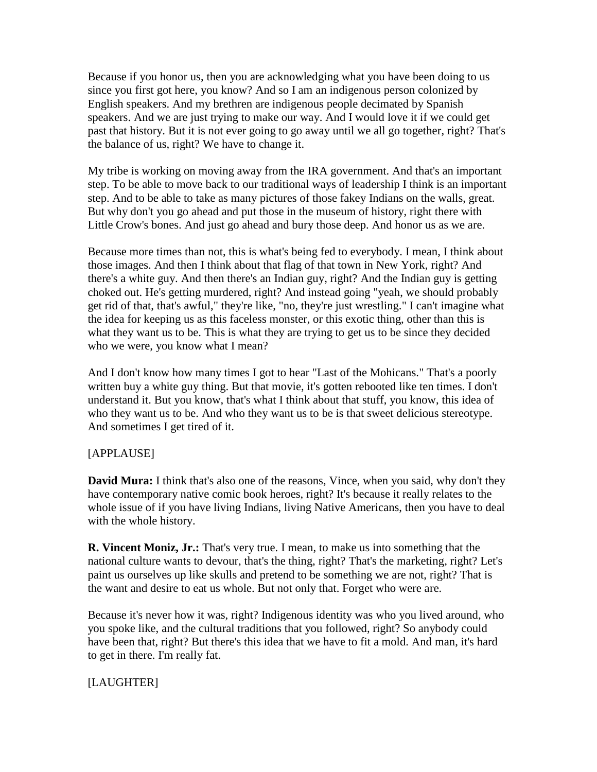Because if you honor us, then you are acknowledging what you have been doing to us since you first got here, you know? And so I am an indigenous person colonized by English speakers. And my brethren are indigenous people decimated by Spanish speakers. And we are just trying to make our way. And I would love it if we could get past that history. But it is not ever going to go away until we all go together, right? That's the balance of us, right? We have to change it.

My tribe is working on moving away from the IRA government. And that's an important step. To be able to move back to our traditional ways of leadership I think is an important step. And to be able to take as many pictures of those fakey Indians on the walls, great. But why don't you go ahead and put those in the museum of history, right there with Little Crow's bones. And just go ahead and bury those deep. And honor us as we are.

Because more times than not, this is what's being fed to everybody. I mean, I think about those images. And then I think about that flag of that town in New York, right? And there's a white guy. And then there's an Indian guy, right? And the Indian guy is getting choked out. He's getting murdered, right? And instead going "yeah, we should probably get rid of that, that's awful," they're like, "no, they're just wrestling." I can't imagine what the idea for keeping us as this faceless monster, or this exotic thing, other than this is what they want us to be. This is what they are trying to get us to be since they decided who we were, you know what I mean?

And I don't know how many times I got to hear "Last of the Mohicans." That's a poorly written buy a white guy thing. But that movie, it's gotten rebooted like ten times. I don't understand it. But you know, that's what I think about that stuff, you know, this idea of who they want us to be. And who they want us to be is that sweet delicious stereotype. And sometimes I get tired of it.

[APPLAUSE]

**David Mura:** I think that's also one of the reasons, Vince, when you said, why don't they have contemporary native comic book heroes, right? It's because it really relates to the whole issue of if you have living Indians, living Native Americans, then you have to deal with the whole history.

**R. Vincent Moniz, Jr.:** That's very true. I mean, to make us into something that the national culture wants to devour, that's the thing, right? That's the marketing, right? Let's paint us ourselves up like skulls and pretend to be something we are not, right? That is the want and desire to eat us whole. But not only that. Forget who were are.

Because it's never how it was, right? Indigenous identity was who you lived around, who you spoke like, and the cultural traditions that you followed, right? So anybody could have been that, right? But there's this idea that we have to fit a mold. And man, it's hard to get in there. I'm really fat.

[LAUGHTER]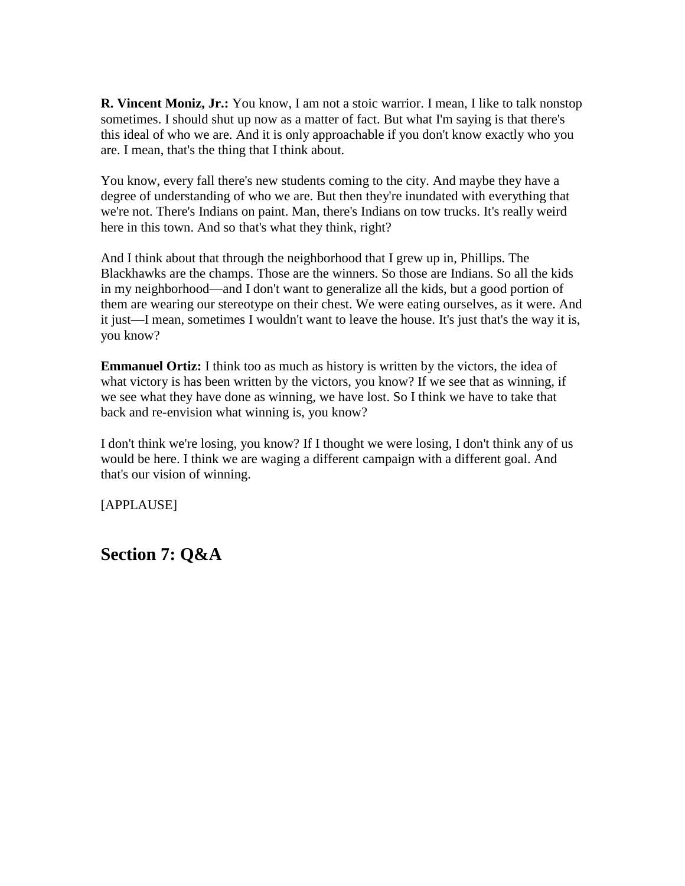**R. Vincent Moniz, Jr.:** You know, I am not a stoic warrior. I mean, I like to talk nonstop sometimes. I should shut up now as a matter of fact. But what I'm saying is that there's this ideal of who we are. And it is only approachable if you don't know exactly who you are. I mean, that's the thing that I think about.

You know, every fall there's new students coming to the city. And maybe they have a degree of understanding of who we are. But then they're inundated with everything that we're not. There's Indians on paint. Man, there's Indians on tow trucks. It's really weird here in this town. And so that's what they think, right?

And I think about that through the neighborhood that I grew up in, Phillips. The Blackhawks are the champs. Those are the winners. So those are Indians. So all the kids in my neighborhood—and I don't want to generalize all the kids, but a good portion of them are wearing our stereotype on their chest. We were eating ourselves, as it were. And it just—I mean, sometimes I wouldn't want to leave the house. It's just that's the way it is, you know?

**Emmanuel Ortiz:** I think too as much as history is written by the victors, the idea of what victory is has been written by the victors, you know? If we see that as winning, if we see what they have done as winning, we have lost. So I think we have to take that back and re-envision what winning is, you know?

I don't think we're losing, you know? If I thought we were losing, I don't think any of us would be here. I think we are waging a different campaign with a different goal. And that's our vision of winning.

[APPLAUSE]

## Section 7: Q&A